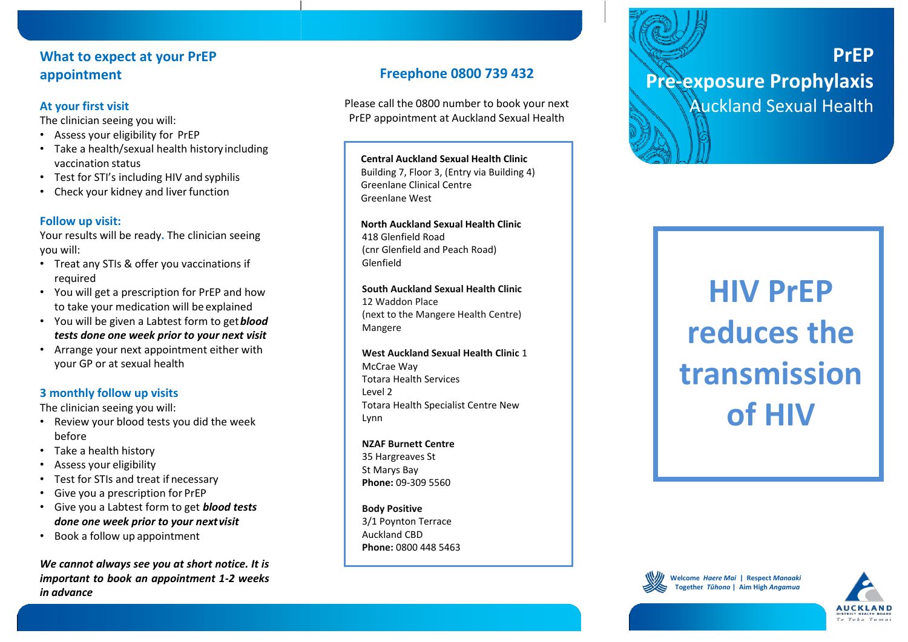## What to expect at your PrEP appointment

### At your first visit

The clinician seeing you will:

- Assess your eligibility for PrEP
- Take a health/sexual health history including vaccination status
- Test for STI's including HIV and syphilis
- Check your kidney and liver function

### Follow up visit:

Your results will be ready. The clinician seeing you will:

- Treat any STIs & offer you vaccinations if required
- You will get a prescription for PrEP and how to take your medication will be explained
- You will be given a Labtest form to get ***blood tests done one week prior to your next visit***
- Arrange your next appointment either with your GP or at sexual health

### 3 monthly follow up visits

The clinician seeing you will:

- Review your blood tests you did the week before
- Take a health history
- Assess your eligibility
- Test for STIs and treat if necessary
- Give you a prescription for PrEP
- Give you a Labtest form to get ***blood tests done one week prior to your next visit***
- Book a follow up appointment

***We cannot always see you at short notice. It is important to book an appointment 1-2 weeks in advance***

## Freephone 0800 739 432

Please call the 0800 number to book your next PrEP appointment at Auckland Sexual Health

**Central Auckland Sexual Health Clinic**
Building 7, Floor 3, (Entry via Building 4)
Greenlane Clinical Centre
Greenlane West

**North Auckland Sexual Health Clinic**
418 Glenfield Road
(cnr Glenfield and Peach Road)
Glenfield

**South Auckland Sexual Health Clinic**
12 Waddon Place
(next to the Mangere Health Centre)
Mangere

**West Auckland Sexual Health Clinic** 1 McCrae Way
Totara Health Services
Level 2
Totara Health Specialist Centre New Lynn

**NZAF Burnett Centre**
35 Hargreaves St
St Marys Bay
**Phone:** 09-309 5560

**Body Positive**
3/1 Poynton Terrace
Auckland CBD
**Phone:** 0800 448 5463

# PrEP

# Pre-exposure Prophylaxis

Auckland Sexual Health

# HIV PrEP reduces the transmission of HIV

Welcome *Haere Mai* | Respect *Manaaki*
Together *Tūhono* | Aim High *Angamua*

AUCKLAND DISTRICT HEALTH BOARD
Te Toka Tumai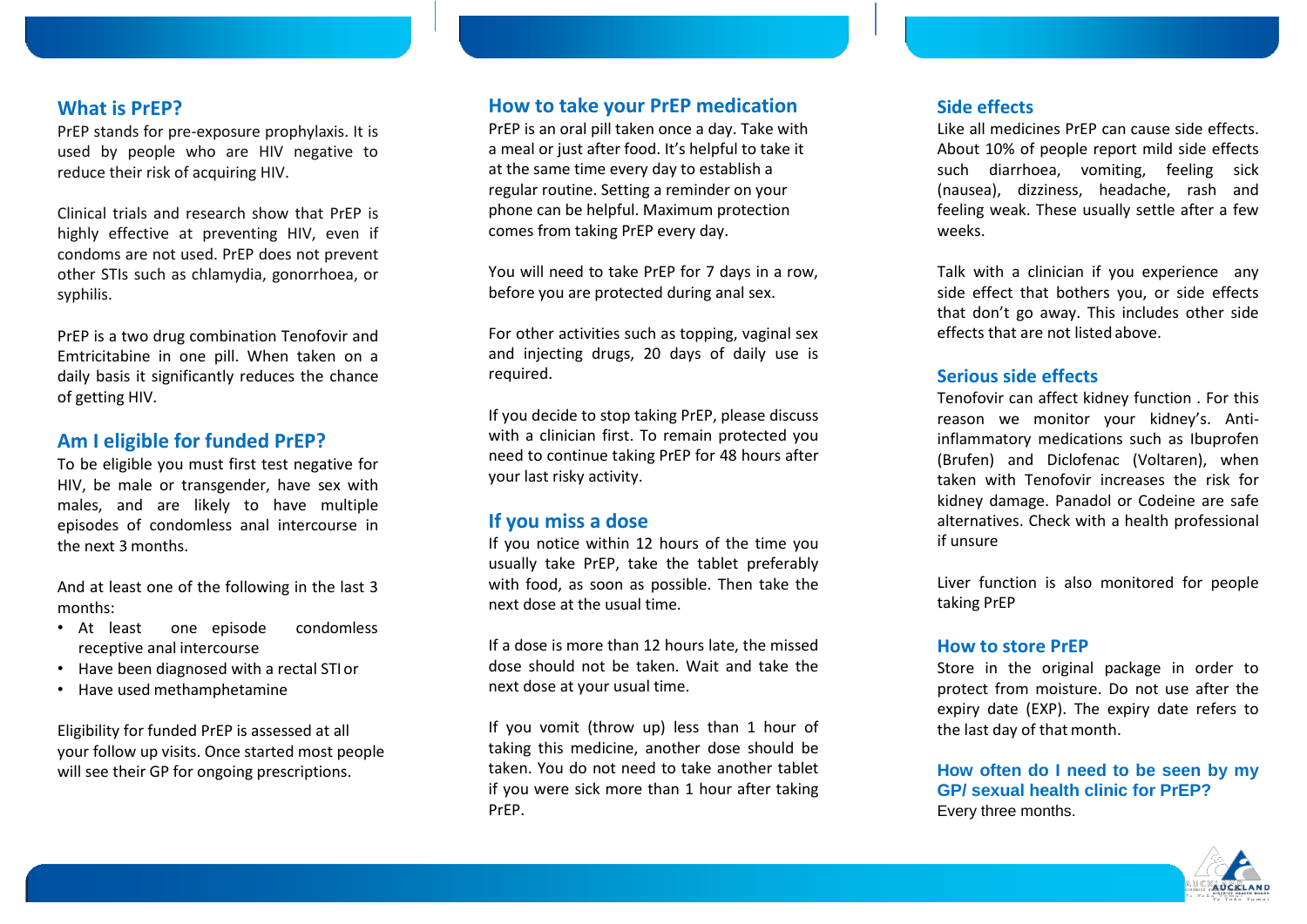## What is PrEP?

PrEP stands for pre-exposure prophylaxis. It is used by people who are HIV negative to reduce their risk of acquiring HIV.

Clinical trials and research show that PrEP is highly effective at preventing HIV, even if condoms are not used. PrEP does not prevent other STIs such as chlamydia, gonorrhoea, or syphilis.

PrEP is a two drug combination Tenofovir and Emtricitabine in one pill. When taken on a daily basis it significantly reduces the chance of getting HIV.

## Am I eligible for funded PrEP?

To be eligible you must first test negative for HIV, be male or transgender, have sex with males, and are likely to have multiple episodes of condomless anal intercourse in the next 3 months.

And at least one of the following in the last 3 months:

- At least one episode condomless receptive anal intercourse
- Have been diagnosed with a rectal STI or
- Have used methamphetamine

Eligibility for funded PrEP is assessed at all your follow up visits. Once started most people will see their GP for ongoing prescriptions.

## How to take your PrEP medication

PrEP is an oral pill taken once a day. Take with a meal or just after food. It's helpful to take it at the same time every day to establish a regular routine. Setting a reminder on your phone can be helpful. Maximum protection comes from taking PrEP every day.

You will need to take PrEP for 7 days in a row, before you are protected during anal sex.

For other activities such as topping, vaginal sex and injecting drugs, 20 days of daily use is required.

If you decide to stop taking PrEP, please discuss with a clinician first. To remain protected you need to continue taking PrEP for 48 hours after your last risky activity.

## If you miss a dose

If you notice within 12 hours of the time you usually take PrEP, take the tablet preferably with food, as soon as possible. Then take the next dose at the usual time.

If a dose is more than 12 hours late, the missed dose should not be taken. Wait and take the next dose at your usual time.

If you vomit (throw up) less than 1 hour of taking this medicine, another dose should be taken. You do not need to take another tablet if you were sick more than 1 hour after taking PrEP.

## Side effects

Like all medicines PrEP can cause side effects. About 10% of people report mild side effects such diarrhoea, vomiting, feeling sick (nausea), dizziness, headache, rash and feeling weak. These usually settle after a few weeks.

Talk with a clinician if you experience any side effect that bothers you, or side effects that don't go away. This includes other side effects that are not listed above.

## Serious side effects

Tenofovir can affect kidney function . For this reason we monitor your kidney's. Anti-inflammatory medications such as Ibuprofen (Brufen) and Diclofenac (Voltaren), when taken with Tenofovir increases the risk for kidney damage. Panadol or Codeine are safe alternatives. Check with a health professional if unsure

Liver function is also monitored for people taking PrEP

## How to store PrEP

Store in the original package in order to protect from moisture. Do not use after the expiry date (EXP). The expiry date refers to the last day of that month.

## How often do I need to be seen by my GP/ sexual health clinic for PrEP?

Every three months.